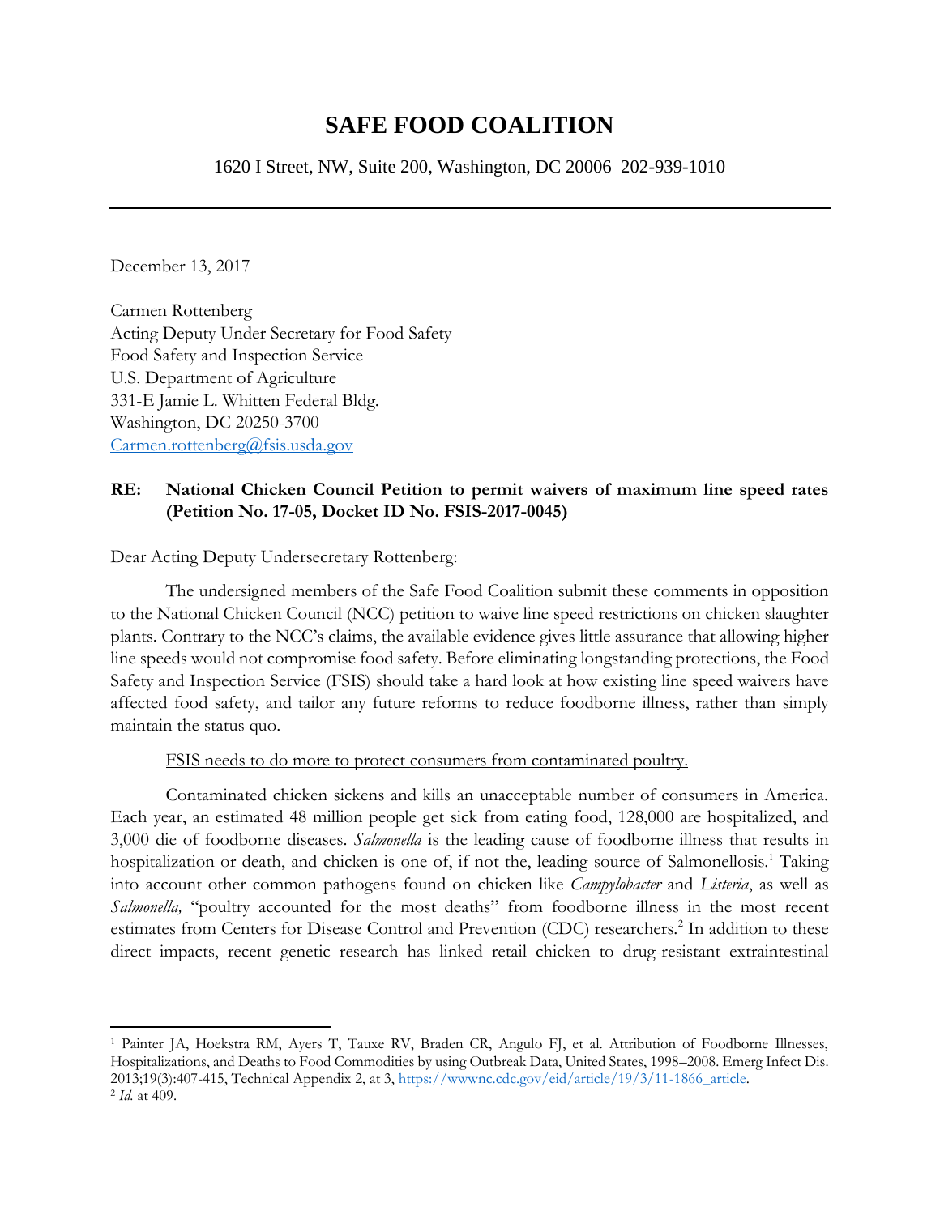# SAFE FOOD COALITION

1620 I Street, NW, Suite 200, Washington, DC 20006 202-939-1010

---

December 13, 2017

Carmen Rottenberg  
Acting Deputy Under Secretary for Food Safety  
Food Safety and Inspection Service  
U.S. Department of Agriculture  
331-E Jamie L. Whitten Federal Bldg.  
Washington, DC 20250-3700  
Carmen.rottenberg@fsis.usda.gov

**RE: National Chicken Council Petition to permit waivers of maximum line speed rates (Petition No. 17-05, Docket ID No. FSIS-2017-0045)**

Dear Acting Deputy Undersecretary Rottenberg:

The undersigned members of the Safe Food Coalition submit these comments in opposition to the National Chicken Council (NCC) petition to waive line speed restrictions on chicken slaughter plants. Contrary to the NCC's claims, the available evidence gives little assurance that allowing higher line speeds would not compromise food safety. Before eliminating longstanding protections, the Food Safety and Inspection Service (FSIS) should take a hard look at how existing line speed waivers have affected food safety, and tailor any future reforms to reduce foodborne illness, rather than simply maintain the status quo.

<u>FSIS needs to do more to protect consumers from contaminated poultry.</u>

Contaminated chicken sickens and kills an unacceptable number of consumers in America. Each year, an estimated 48 million people get sick from eating food, 128,000 are hospitalized, and 3,000 die of foodborne diseases. *Salmonella* is the leading cause of foodborne illness that results in hospitalization or death, and chicken is one of, if not the, leading source of Salmonellosis.[1] Taking into account other common pathogens found on chicken like *Campylobacter* and *Listeria*, as well as *Salmonella,* "poultry accounted for the most deaths" from foodborne illness in the most recent estimates from Centers for Disease Control and Prevention (CDC) researchers.[2] In addition to these direct impacts, recent genetic research has linked retail chicken to drug-resistant extraintestinal

---

[1] Painter JA, Hoekstra RM, Ayers T, Tauxe RV, Braden CR, Angulo FJ, et al. Attribution of Foodborne Illnesses, Hospitalizations, and Deaths to Food Commodities by using Outbreak Data, United States, 1998–2008. Emerg Infect Dis. 2013;19(3):407-415, Technical Appendix 2, at 3, https://wwwnc.cdc.gov/eid/article/19/3/11-1866_article.

[2] *Id.* at 409.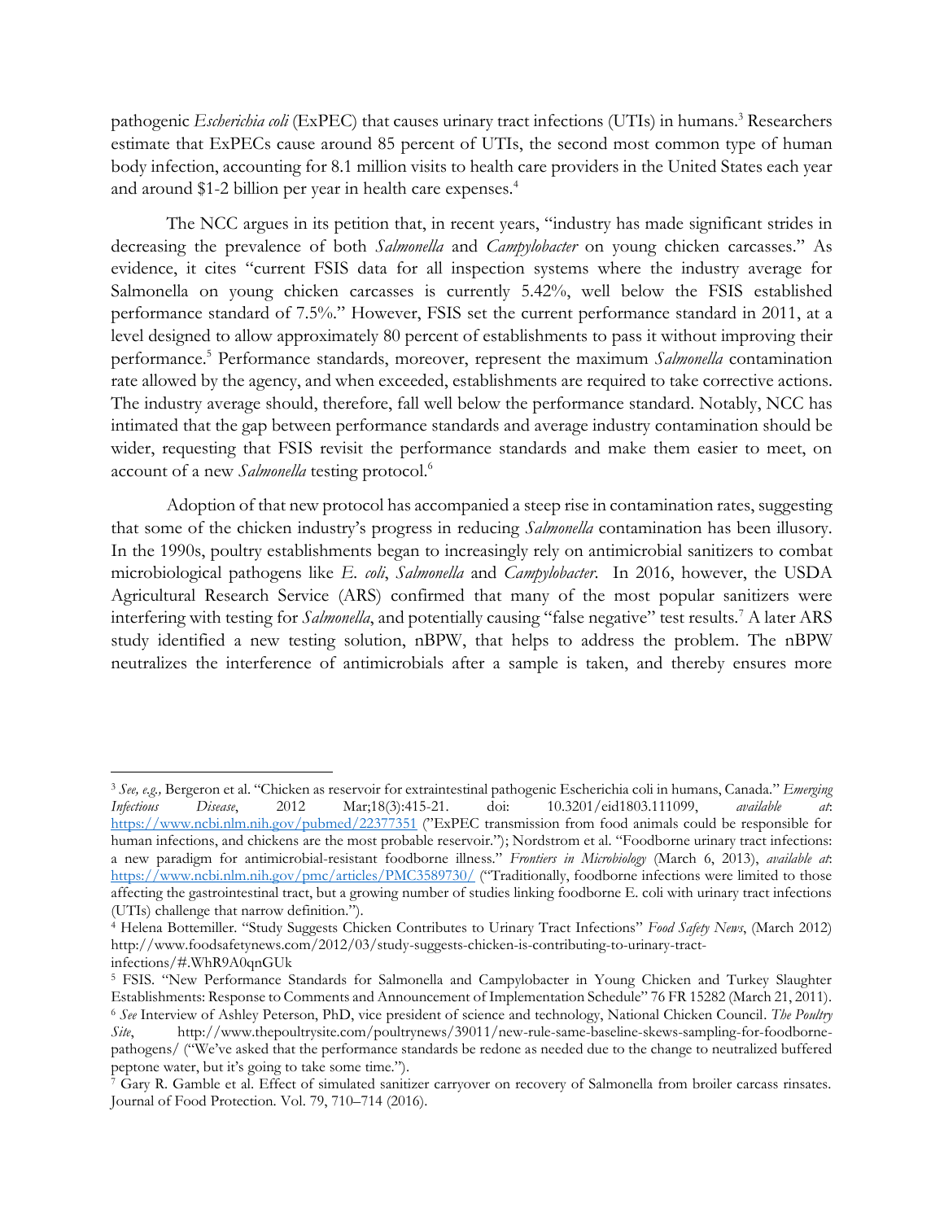pathogenic *Escherichia coli* (ExPEC) that causes urinary tract infections (UTIs) in humans.[3] Researchers estimate that ExPECs cause around 85 percent of UTIs, the second most common type of human body infection, accounting for 8.1 million visits to health care providers in the United States each year and around $1-2 billion per year in health care expenses.[4]

The NCC argues in its petition that, in recent years, "industry has made significant strides in decreasing the prevalence of both *Salmonella* and *Campylobacter* on young chicken carcasses." As evidence, it cites "current FSIS data for all inspection systems where the industry average for Salmonella on young chicken carcasses is currently 5.42%, well below the FSIS established performance standard of 7.5%." However, FSIS set the current performance standard in 2011, at a level designed to allow approximately 80 percent of establishments to pass it without improving their performance.[5] Performance standards, moreover, represent the maximum *Salmonella* contamination rate allowed by the agency, and when exceeded, establishments are required to take corrective actions. The industry average should, therefore, fall well below the performance standard. Notably, NCC has intimated that the gap between performance standards and average industry contamination should be wider, requesting that FSIS revisit the performance standards and make them easier to meet, on account of a new *Salmonella* testing protocol.[6]

Adoption of that new protocol has accompanied a steep rise in contamination rates, suggesting that some of the chicken industry's progress in reducing *Salmonella* contamination has been illusory. In the 1990s, poultry establishments began to increasingly rely on antimicrobial sanitizers to combat microbiological pathogens like *E. coli*, *Salmonella* and *Campylobacter*. In 2016, however, the USDA Agricultural Research Service (ARS) confirmed that many of the most popular sanitizers were interfering with testing for *Salmonella*, and potentially causing "false negative" test results.[7] A later ARS study identified a new testing solution, nBPW, that helps to address the problem. The nBPW neutralizes the interference of antimicrobials after a sample is taken, and thereby ensures more

---

[3] *See, e.g.,* Bergeron et al. "Chicken as reservoir for extraintestinal pathogenic Escherichia coli in humans, Canada." *Emerging Infectious Disease*, 2012 Mar;18(3):415-21. doi: 10.3201/eid1803.111099, *available at*: https://www.ncbi.nlm.nih.gov/pubmed/22377351 ("ExPEC transmission from food animals could be responsible for human infections, and chickens are the most probable reservoir."); Nordstrom et al. "Foodborne urinary tract infections: a new paradigm for antimicrobial-resistant foodborne illness." *Frontiers in Microbiology* (March 6, 2013), *available at*: https://www.ncbi.nlm.nih.gov/pmc/articles/PMC3589730/ ("Traditionally, foodborne infections were limited to those affecting the gastrointestinal tract, but a growing number of studies linking foodborne E. coli with urinary tract infections (UTIs) challenge that narrow definition.").

[4] Helena Bottemiller. "Study Suggests Chicken Contributes to Urinary Tract Infections" *Food Safety News*, (March 2012) http://www.foodsafetynews.com/2012/03/study-suggests-chicken-is-contributing-to-urinary-tract-infections/#.WhR9A0qnGUk

[5] FSIS. "New Performance Standards for Salmonella and Campylobacter in Young Chicken and Turkey Slaughter Establishments: Response to Comments and Announcement of Implementation Schedule" 76 FR 15282 (March 21, 2011).

[6] *See* Interview of Ashley Peterson, PhD, vice president of science and technology, National Chicken Council. *The Poultry Site*, http://www.thepoultrysite.com/poultrynews/39011/new-rule-same-baseline-skews-sampling-for-foodborne-pathogens/ ("We've asked that the performance standards be redone as needed due to the change to neutralized buffered peptone water, but it's going to take some time.").

[7] Gary R. Gamble et al. Effect of simulated sanitizer carryover on recovery of Salmonella from broiler carcass rinsates. Journal of Food Protection. Vol. 79, 710–714 (2016).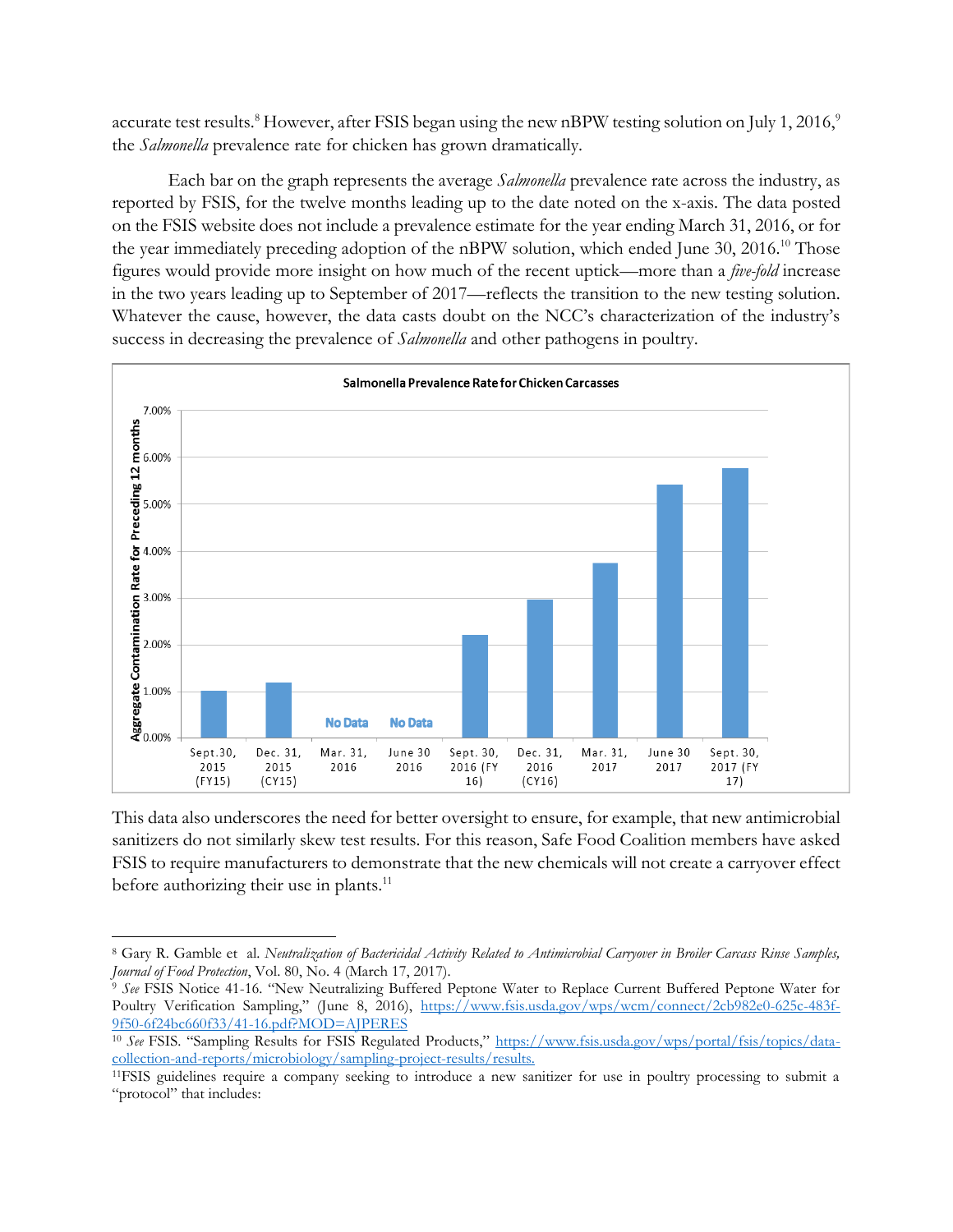accurate test results.[8] However, after FSIS began using the new nBPW testing solution on July 1, 2016,[9] the *Salmonella* prevalence rate for chicken has grown dramatically.

Each bar on the graph represents the average *Salmonella* prevalence rate across the industry, as reported by FSIS, for the twelve months leading up to the date noted on the x-axis. The data posted on the FSIS website does not include a prevalence estimate for the year ending March 31, 2016, or for the year immediately preceding adoption of the nBPW solution, which ended June 30, 2016.[10] Those figures would provide more insight on how much of the recent uptick—more than a *five-fold* increase in the two years leading up to September of 2017—reflects the transition to the new testing solution. Whatever the cause, however, the data casts doubt on the NCC's characterization of the industry's success in decreasing the prevalence of *Salmonella* and other pathogens in poultry.

**Salmonella Prevalence Rate for Chicken Carcasses**

This data also underscores the need for better oversight to ensure, for example, that new antimicrobial sanitizers do not similarly skew test results. For this reason, Safe Food Coalition members have asked FSIS to require manufacturers to demonstrate that the new chemicals will not create a carryover effect before authorizing their use in plants.[11]

---

[8] Gary R. Gamble et al. *Neutralization of Bactericidal Activity Related to Antimicrobial Carryover in Broiler Carcass Rinse Samples, Journal of Food Protection*, Vol. 80, No. 4 (March 17, 2017).

[9] *See* FSIS Notice 41-16. "New Neutralizing Buffered Peptone Water to Replace Current Buffered Peptone Water for Poultry Verification Sampling," (June 8, 2016), https://www.fsis.usda.gov/wps/wcm/connect/2cb982e0-625c-483f-9f50-6f24bc660f33/41-16.pdf?MOD=AJPERES

[10] *See* FSIS. "Sampling Results for FSIS Regulated Products," https://www.fsis.usda.gov/wps/portal/fsis/topics/data-collection-and-reports/microbiology/sampling-project-results/results.

[11] FSIS guidelines require a company seeking to introduce a new sanitizer for use in poultry processing to submit a "protocol" that includes: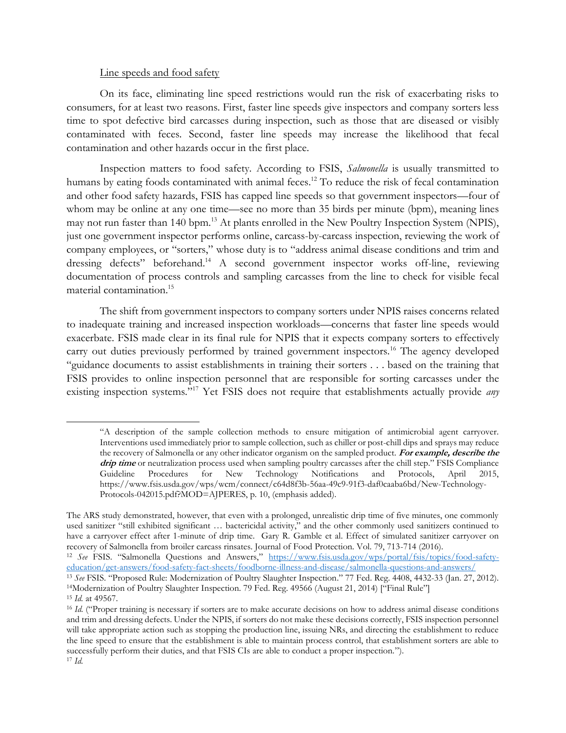Line speeds and food safety

On its face, eliminating line speed restrictions would run the risk of exacerbating risks to consumers, for at least two reasons. First, faster line speeds give inspectors and company sorters less time to spot defective bird carcasses during inspection, such as those that are diseased or visibly contaminated with feces. Second, faster line speeds may increase the likelihood that fecal contamination and other hazards occur in the first place.

Inspection matters to food safety. According to FSIS, *Salmonella* is usually transmitted to humans by eating foods contaminated with animal feces.[12] To reduce the risk of fecal contamination and other food safety hazards, FSIS has capped line speeds so that government inspectors—four of whom may be online at any one time—see no more than 35 birds per minute (bpm), meaning lines may not run faster than 140 bpm.[13] At plants enrolled in the New Poultry Inspection System (NPIS), just one government inspector performs online, carcass-by-carcass inspection, reviewing the work of company employees, or "sorters," whose duty is to "address animal disease conditions and trim and dressing defects" beforehand.[14] A second government inspector works off-line, reviewing documentation of process controls and sampling carcasses from the line to check for visible fecal material contamination.[15]

The shift from government inspectors to company sorters under NPIS raises concerns related to inadequate training and increased inspection workloads—concerns that faster line speeds would exacerbate. FSIS made clear in its final rule for NPIS that it expects company sorters to effectively carry out duties previously performed by trained government inspectors.[16] The agency developed "guidance documents to assist establishments in training their sorters . . . based on the training that FSIS provides to online inspection personnel that are responsible for sorting carcasses under the existing inspection systems."[17] Yet FSIS does not require that establishments actually provide *any*

---

"A description of the sample collection methods to ensure mitigation of antimicrobial agent carryover. Interventions used immediately prior to sample collection, such as chiller or post-chill dips and sprays may reduce the recovery of Salmonella or any other indicator organism on the sampled product. ***For example, describe the drip time*** or neutralization process used when sampling poultry carcasses after the chill step." FSIS Compliance Guideline Procedures for New Technology Notifications and Protocols, April 2015, https://www.fsis.usda.gov/wps/wcm/connect/c64d8f3b-56aa-49c9-91f3-daf0caaba6bd/New-Technology-Protocols-042015.pdf?MOD=AJPERES, p. 10, (emphasis added).

The ARS study demonstrated, however, that even with a prolonged, unrealistic drip time of five minutes, one commonly used sanitizer "still exhibited significant … bactericidal activity," and the other commonly used sanitizers continued to have a carryover effect after 1-minute of drip time. Gary R. Gamble et al. Effect of simulated sanitizer carryover on recovery of Salmonella from broiler carcass rinsates. Journal of Food Protection. Vol. 79, 713-714 (2016).

[12] *See* FSIS. "Salmonella Questions and Answers," https://www.fsis.usda.gov/wps/portal/fsis/topics/food-safety-education/get-answers/food-safety-fact-sheets/foodborne-illness-and-disease/salmonella-questions-and-answers/

[13] *See* FSIS. "Proposed Rule: Modernization of Poultry Slaughter Inspection." 77 Fed. Reg. 4408, 4432-33 (Jan. 27, 2012).

[14] Modernization of Poultry Slaughter Inspection. 79 Fed. Reg. 49566 (August 21, 2014) ["Final Rule"]

[15] *Id.* at 49567.

[16] *Id.* ("Proper training is necessary if sorters are to make accurate decisions on how to address animal disease conditions and trim and dressing defects. Under the NPIS, if sorters do not make these decisions correctly, FSIS inspection personnel will take appropriate action such as stopping the production line, issuing NRs, and directing the establishment to reduce the line speed to ensure that the establishment is able to maintain process control, that establishment sorters are able to successfully perform their duties, and that FSIS CIs are able to conduct a proper inspection.").

[17] *Id.*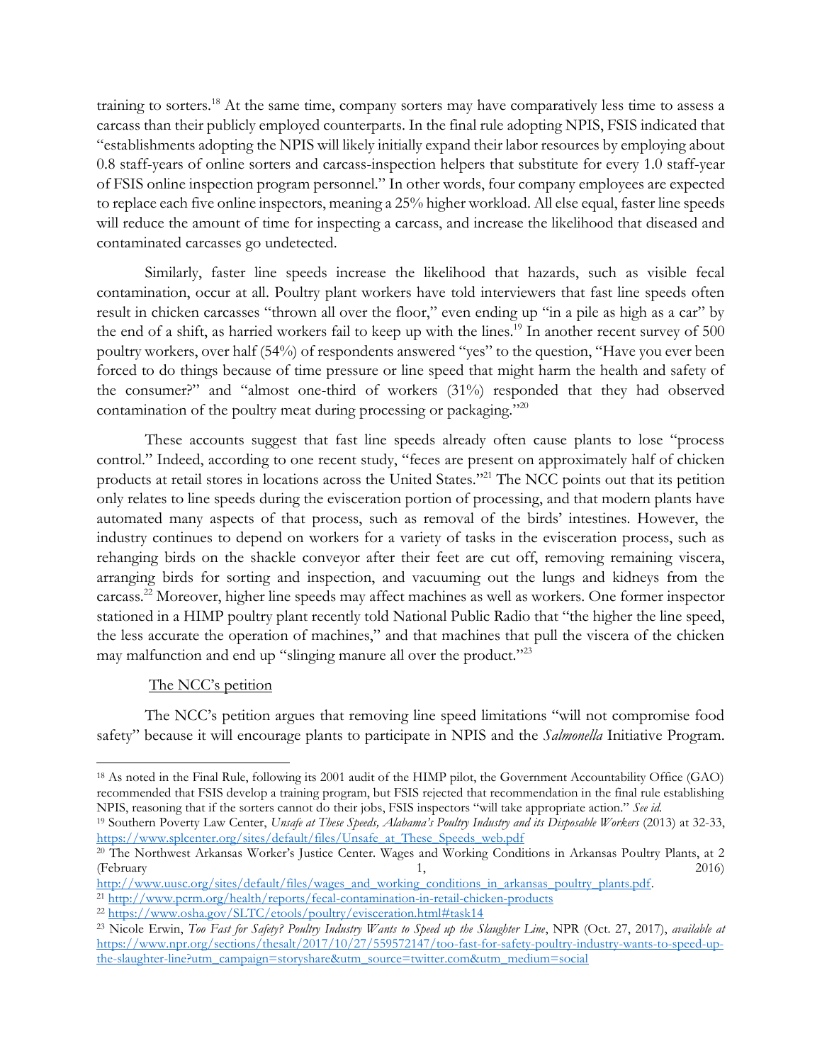training to sorters.[18] At the same time, company sorters may have comparatively less time to assess a carcass than their publicly employed counterparts. In the final rule adopting NPIS, FSIS indicated that "establishments adopting the NPIS will likely initially expand their labor resources by employing about 0.8 staff-years of online sorters and carcass-inspection helpers that substitute for every 1.0 staff-year of FSIS online inspection program personnel." In other words, four company employees are expected to replace each five online inspectors, meaning a 25% higher workload. All else equal, faster line speeds will reduce the amount of time for inspecting a carcass, and increase the likelihood that diseased and contaminated carcasses go undetected.

Similarly, faster line speeds increase the likelihood that hazards, such as visible fecal contamination, occur at all. Poultry plant workers have told interviewers that fast line speeds often result in chicken carcasses "thrown all over the floor," even ending up "in a pile as high as a car" by the end of a shift, as harried workers fail to keep up with the lines.[19] In another recent survey of 500 poultry workers, over half (54%) of respondents answered "yes" to the question, "Have you ever been forced to do things because of time pressure or line speed that might harm the health and safety of the consumer?" and "almost one-third of workers (31%) responded that they had observed contamination of the poultry meat during processing or packaging."[20]

These accounts suggest that fast line speeds already often cause plants to lose "process control." Indeed, according to one recent study, "feces are present on approximately half of chicken products at retail stores in locations across the United States."[21] The NCC points out that its petition only relates to line speeds during the evisceration portion of processing, and that modern plants have automated many aspects of that process, such as removal of the birds' intestines. However, the industry continues to depend on workers for a variety of tasks in the evisceration process, such as rehanging birds on the shackle conveyor after their feet are cut off, removing remaining viscera, arranging birds for sorting and inspection, and vacuuming out the lungs and kidneys from the carcass.[22] Moreover, higher line speeds may affect machines as well as workers. One former inspector stationed in a HIMP poultry plant recently told National Public Radio that "the higher the line speed, the less accurate the operation of machines," and that machines that pull the viscera of the chicken may malfunction and end up "slinging manure all over the product."[23]

<u>The NCC's petition</u>

The NCC's petition argues that removing line speed limitations "will not compromise food safety" because it will encourage plants to participate in NPIS and the *Salmonella* Initiative Program.

---

[18] As noted in the Final Rule, following its 2001 audit of the HIMP pilot, the Government Accountability Office (GAO) recommended that FSIS develop a training program, but FSIS rejected that recommendation in the final rule establishing NPIS, reasoning that if the sorters cannot do their jobs, FSIS inspectors "will take appropriate action." *See id.*

[19] Southern Poverty Law Center, *Unsafe at These Speeds, Alabama's Poultry Industry and its Disposable Workers* (2013) at 32-33, https://www.splcenter.org/sites/default/files/Unsafe_at_These_Speeds_web.pdf

[20] The Northwest Arkansas Worker's Justice Center. Wages and Working Conditions in Arkansas Poultry Plants, at 2 (February 1, 2016) http://www.uusc.org/sites/default/files/wages_and_working_conditions_in_arkansas_poultry_plants.pdf.

[21] http://www.pcrm.org/health/reports/fecal-contamination-in-retail-chicken-products

[22] https://www.osha.gov/SLTC/etools/poultry/evisceration.html#task14

[23] Nicole Erwin, *Too Fast for Safety? Poultry Industry Wants to Speed up the Slaughter Line*, NPR (Oct. 27, 2017), *available at* https://www.npr.org/sections/thesalt/2017/10/27/559572147/too-fast-for-safety-poultry-industry-wants-to-speed-up-the-slaughter-line?utm_campaign=storyshare&utm_source=twitter.com&utm_medium=social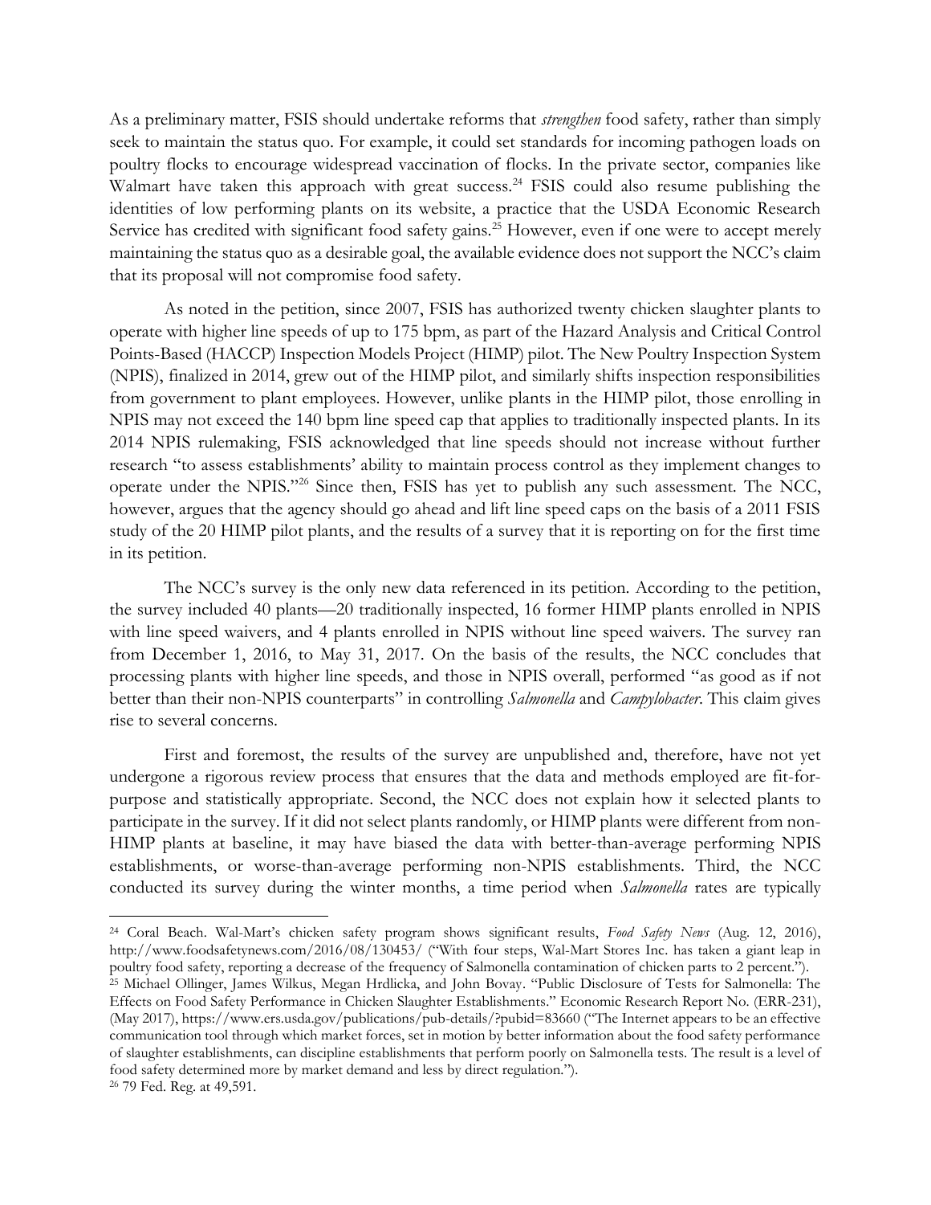As a preliminary matter, FSIS should undertake reforms that *strengthen* food safety, rather than simply seek to maintain the status quo. For example, it could set standards for incoming pathogen loads on poultry flocks to encourage widespread vaccination of flocks. In the private sector, companies like Walmart have taken this approach with great success.[24] FSIS could also resume publishing the identities of low performing plants on its website, a practice that the USDA Economic Research Service has credited with significant food safety gains.[25] However, even if one were to accept merely maintaining the status quo as a desirable goal, the available evidence does not support the NCC's claim that its proposal will not compromise food safety.

As noted in the petition, since 2007, FSIS has authorized twenty chicken slaughter plants to operate with higher line speeds of up to 175 bpm, as part of the Hazard Analysis and Critical Control Points-Based (HACCP) Inspection Models Project (HIMP) pilot. The New Poultry Inspection System (NPIS), finalized in 2014, grew out of the HIMP pilot, and similarly shifts inspection responsibilities from government to plant employees. However, unlike plants in the HIMP pilot, those enrolling in NPIS may not exceed the 140 bpm line speed cap that applies to traditionally inspected plants. In its 2014 NPIS rulemaking, FSIS acknowledged that line speeds should not increase without further research "to assess establishments' ability to maintain process control as they implement changes to operate under the NPIS."[26] Since then, FSIS has yet to publish any such assessment. The NCC, however, argues that the agency should go ahead and lift line speed caps on the basis of a 2011 FSIS study of the 20 HIMP pilot plants, and the results of a survey that it is reporting on for the first time in its petition.

The NCC's survey is the only new data referenced in its petition. According to the petition, the survey included 40 plants—20 traditionally inspected, 16 former HIMP plants enrolled in NPIS with line speed waivers, and 4 plants enrolled in NPIS without line speed waivers. The survey ran from December 1, 2016, to May 31, 2017. On the basis of the results, the NCC concludes that processing plants with higher line speeds, and those in NPIS overall, performed "as good as if not better than their non-NPIS counterparts" in controlling *Salmonella* and *Campylobacter*. This claim gives rise to several concerns.

First and foremost, the results of the survey are unpublished and, therefore, have not yet undergone a rigorous review process that ensures that the data and methods employed are fit-for-purpose and statistically appropriate. Second, the NCC does not explain how it selected plants to participate in the survey. If it did not select plants randomly, or HIMP plants were different from non-HIMP plants at baseline, it may have biased the data with better-than-average performing NPIS establishments, or worse-than-average performing non-NPIS establishments. Third, the NCC conducted its survey during the winter months, a time period when *Salmonella* rates are typically

---

[24] Coral Beach. Wal-Mart's chicken safety program shows significant results, *Food Safety News* (Aug. 12, 2016), http://www.foodsafetynews.com/2016/08/130453/ ("With four steps, Wal-Mart Stores Inc. has taken a giant leap in poultry food safety, reporting a decrease of the frequency of Salmonella contamination of chicken parts to 2 percent.").

[25] Michael Ollinger, James Wilkus, Megan Hrdlicka, and John Bovay. "Public Disclosure of Tests for Salmonella: The Effects on Food Safety Performance in Chicken Slaughter Establishments." Economic Research Report No. (ERR-231), (May 2017), https://www.ers.usda.gov/publications/pub-details/?pubid=83660 ("The Internet appears to be an effective communication tool through which market forces, set in motion by better information about the food safety performance of slaughter establishments, can discipline establishments that perform poorly on Salmonella tests. The result is a level of food safety determined more by market demand and less by direct regulation.").

[26] 79 Fed. Reg. at 49,591.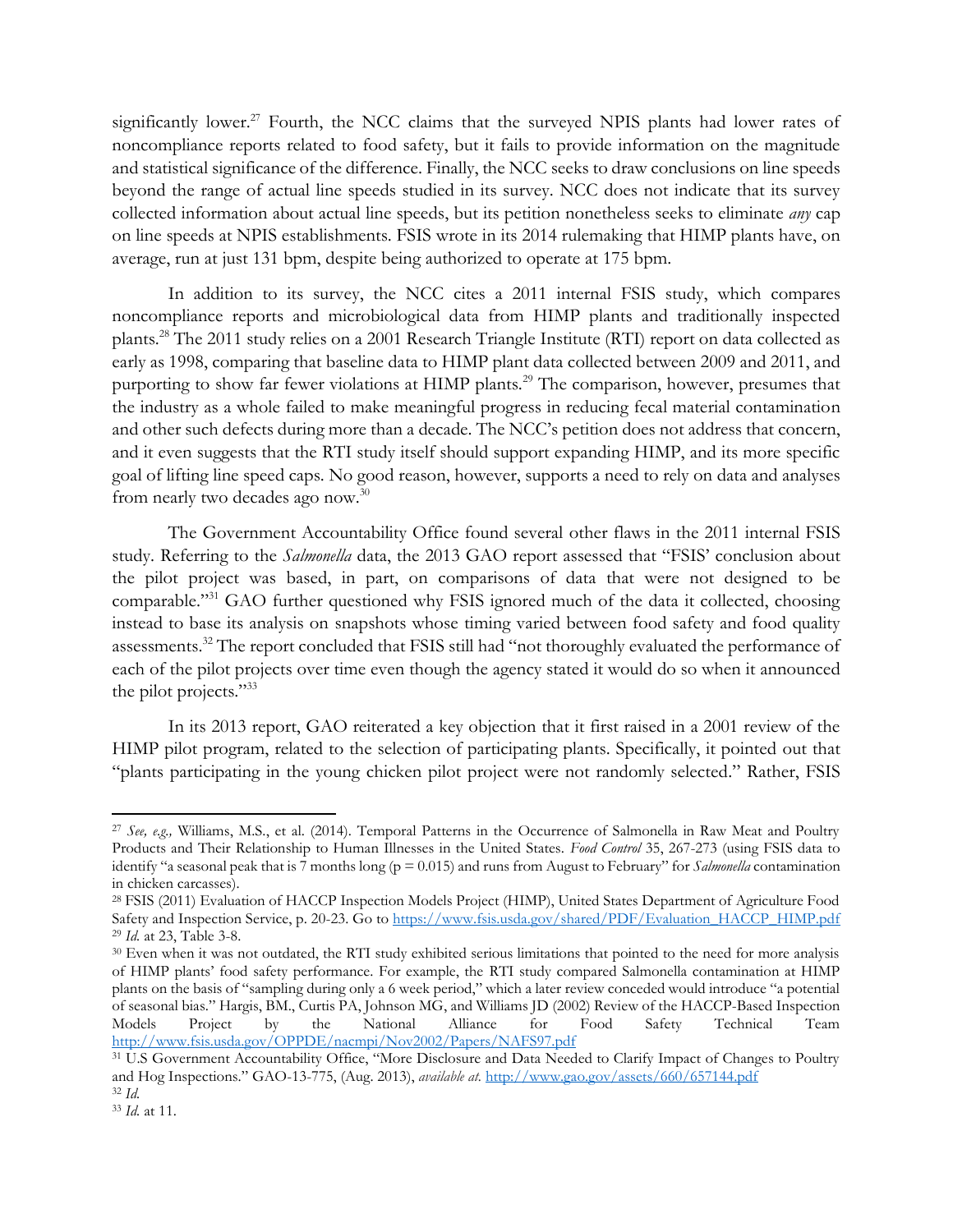significantly lower.[27] Fourth, the NCC claims that the surveyed NPIS plants had lower rates of noncompliance reports related to food safety, but it fails to provide information on the magnitude and statistical significance of the difference. Finally, the NCC seeks to draw conclusions on line speeds beyond the range of actual line speeds studied in its survey. NCC does not indicate that its survey collected information about actual line speeds, but its petition nonetheless seeks to eliminate *any* cap on line speeds at NPIS establishments. FSIS wrote in its 2014 rulemaking that HIMP plants have, on average, run at just 131 bpm, despite being authorized to operate at 175 bpm.

In addition to its survey, the NCC cites a 2011 internal FSIS study, which compares noncompliance reports and microbiological data from HIMP plants and traditionally inspected plants.[28] The 2011 study relies on a 2001 Research Triangle Institute (RTI) report on data collected as early as 1998, comparing that baseline data to HIMP plant data collected between 2009 and 2011, and purporting to show far fewer violations at HIMP plants.[29] The comparison, however, presumes that the industry as a whole failed to make meaningful progress in reducing fecal material contamination and other such defects during more than a decade. The NCC's petition does not address that concern, and it even suggests that the RTI study itself should support expanding HIMP, and its more specific goal of lifting line speed caps. No good reason, however, supports a need to rely on data and analyses from nearly two decades ago now.[30]

The Government Accountability Office found several other flaws in the 2011 internal FSIS study. Referring to the *Salmonella* data, the 2013 GAO report assessed that "FSIS' conclusion about the pilot project was based, in part, on comparisons of data that were not designed to be comparable."[31] GAO further questioned why FSIS ignored much of the data it collected, choosing instead to base its analysis on snapshots whose timing varied between food safety and food quality assessments.[32] The report concluded that FSIS still had "not thoroughly evaluated the performance of each of the pilot projects over time even though the agency stated it would do so when it announced the pilot projects."[33]

In its 2013 report, GAO reiterated a key objection that it first raised in a 2001 review of the HIMP pilot program, related to the selection of participating plants. Specifically, it pointed out that "plants participating in the young chicken pilot project were not randomly selected." Rather, FSIS

---

[27] *See, e.g.,* Williams, M.S., et al. (2014). Temporal Patterns in the Occurrence of Salmonella in Raw Meat and Poultry Products and Their Relationship to Human Illnesses in the United States. *Food Control* 35, 267-273 (using FSIS data to identify "a seasonal peak that is 7 months long ($p = 0.015$) and runs from August to February" for *Salmonella* contamination in chicken carcasses).

[28] FSIS (2011) Evaluation of HACCP Inspection Models Project (HIMP), United States Department of Agriculture Food Safety and Inspection Service, p. 20-23. Go to https://www.fsis.usda.gov/shared/PDF/Evaluation_HACCP_HIMP.pdf

[29] *Id.* at 23, Table 3-8.

[30] Even when it was not outdated, the RTI study exhibited serious limitations that pointed to the need for more analysis of HIMP plants' food safety performance. For example, the RTI study compared Salmonella contamination at HIMP plants on the basis of "sampling during only a 6 week period," which a later review conceded would introduce "a potential of seasonal bias." Hargis, BM., Curtis PA, Johnson MG, and Williams JD (2002) Review of the HACCP-Based Inspection Models Project by the National Alliance for Food Safety Technical Team http://www.fsis.usda.gov/OPPDE/nacmpi/Nov2002/Papers/NAFS97.pdf

[31] U.S Government Accountability Office, "More Disclosure and Data Needed to Clarify Impact of Changes to Poultry and Hog Inspections." GAO-13-775, (Aug. 2013), *available at.* http://www.gao.gov/assets/660/657144.pdf

[32] *Id.*

[33] *Id.* at 11.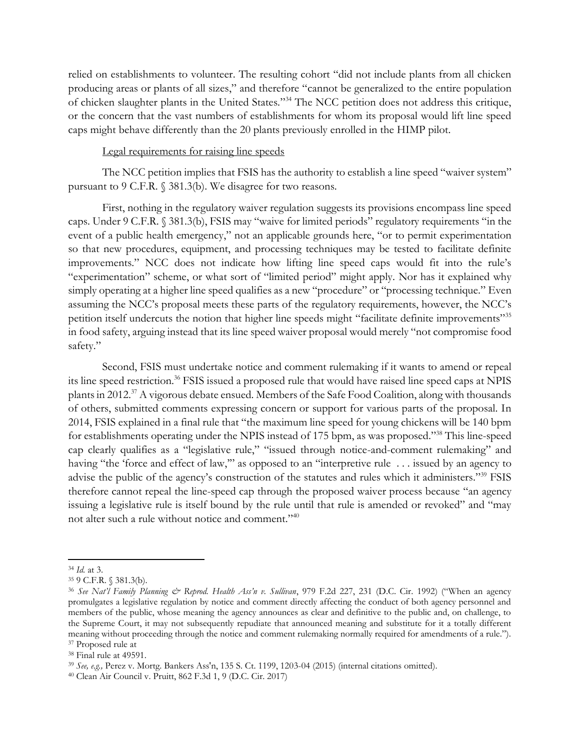relied on establishments to volunteer. The resulting cohort "did not include plants from all chicken producing areas or plants of all sizes," and therefore "cannot be generalized to the entire population of chicken slaughter plants in the United States."[34] The NCC petition does not address this critique, or the concern that the vast numbers of establishments for whom its proposal would lift line speed caps might behave differently than the 20 plants previously enrolled in the HIMP pilot.

Legal requirements for raising line speeds

The NCC petition implies that FSIS has the authority to establish a line speed "waiver system" pursuant to 9 C.F.R. § 381.3(b). We disagree for two reasons.

First, nothing in the regulatory waiver regulation suggests its provisions encompass line speed caps. Under 9 C.F.R. § 381.3(b), FSIS may "waive for limited periods" regulatory requirements "in the event of a public health emergency," not an applicable grounds here, "or to permit experimentation so that new procedures, equipment, and processing techniques may be tested to facilitate definite improvements." NCC does not indicate how lifting line speed caps would fit into the rule's "experimentation" scheme, or what sort of "limited period" might apply. Nor has it explained why simply operating at a higher line speed qualifies as a new "procedure" or "processing technique." Even assuming the NCC's proposal meets these parts of the regulatory requirements, however, the NCC's petition itself undercuts the notion that higher line speeds might "facilitate definite improvements"[35] in food safety, arguing instead that its line speed waiver proposal would merely "not compromise food safety."

Second, FSIS must undertake notice and comment rulemaking if it wants to amend or repeal its line speed restriction.[36] FSIS issued a proposed rule that would have raised line speed caps at NPIS plants in 2012.[37] A vigorous debate ensued. Members of the Safe Food Coalition, along with thousands of others, submitted comments expressing concern or support for various parts of the proposal. In 2014, FSIS explained in a final rule that "the maximum line speed for young chickens will be 140 bpm for establishments operating under the NPIS instead of 175 bpm, as was proposed."[38] This line-speed cap clearly qualifies as a "legislative rule," "issued through notice-and-comment rulemaking" and having "the 'force and effect of law,'" as opposed to an "interpretive rule . . . issued by an agency to advise the public of the agency's construction of the statutes and rules which it administers."[39] FSIS therefore cannot repeal the line-speed cap through the proposed waiver process because "an agency issuing a legislative rule is itself bound by the rule until that rule is amended or revoked" and "may not alter such a rule without notice and comment."[40]

---

[34] *Id.* at 3.

[35] 9 C.F.R. § 381.3(b).

[36] *See Nat'l Family Planning & Reprod. Health Ass'n v. Sullivan*, 979 F.2d 227, 231 (D.C. Cir. 1992) ("When an agency promulgates a legislative regulation by notice and comment directly affecting the conduct of both agency personnel and members of the public, whose meaning the agency announces as clear and definitive to the public and, on challenge, to the Supreme Court, it may not subsequently repudiate that announced meaning and substitute for it a totally different meaning without proceeding through the notice and comment rulemaking normally required for amendments of a rule.").

[37] Proposed rule at

[38] Final rule at 49591.

[39] *See, e.g.,* Perez v. Mortg. Bankers Ass'n, 135 S. Ct. 1199, 1203-04 (2015) (internal citations omitted).

[40] Clean Air Council v. Pruitt, 862 F.3d 1, 9 (D.C. Cir. 2017)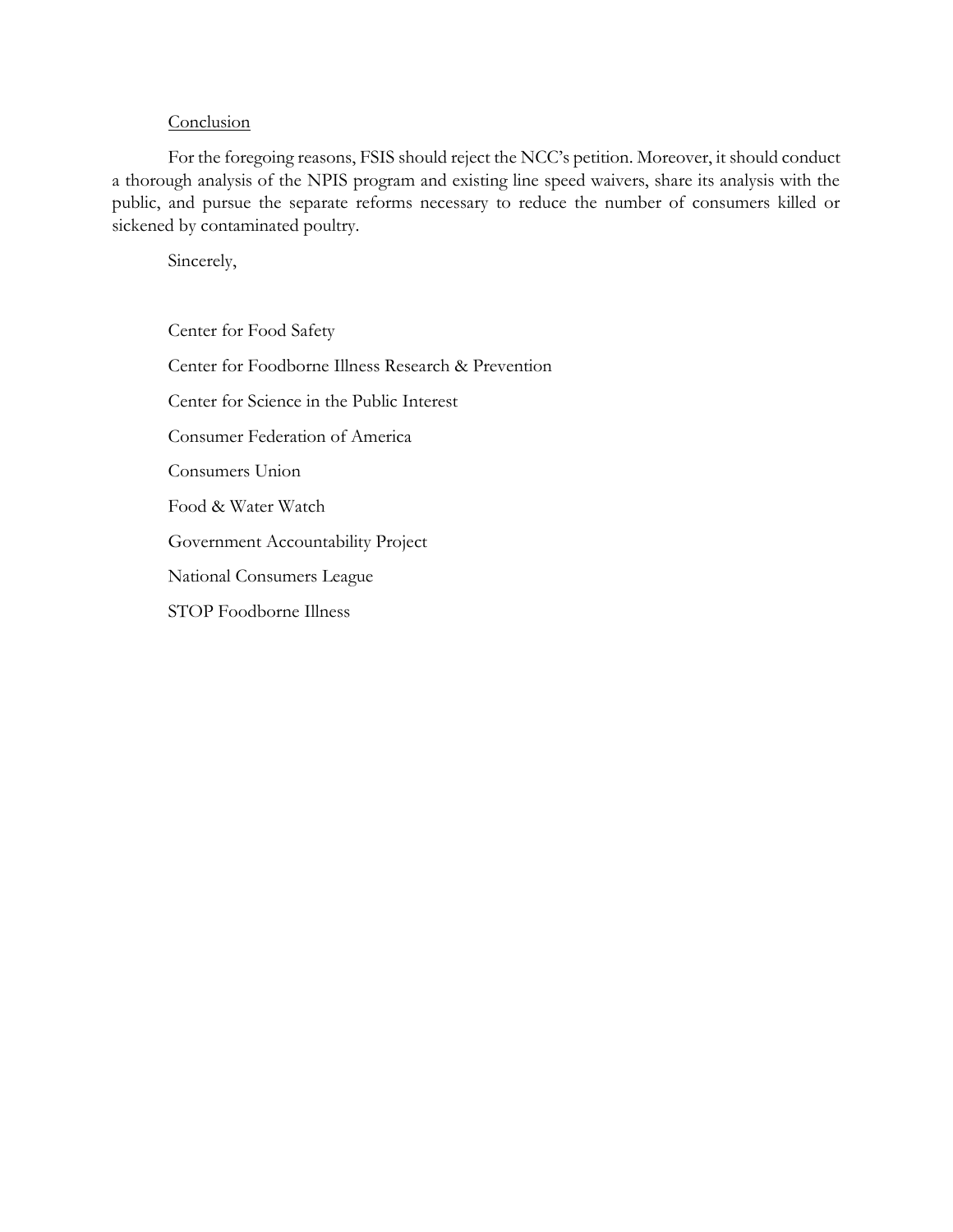Conclusion

For the foregoing reasons, FSIS should reject the NCC's petition. Moreover, it should conduct a thorough analysis of the NPIS program and existing line speed waivers, share its analysis with the public, and pursue the separate reforms necessary to reduce the number of consumers killed or sickened by contaminated poultry.

Sincerely,

Center for Food Safety

Center for Foodborne Illness Research & Prevention

Center for Science in the Public Interest

Consumer Federation of America

Consumers Union

Food & Water Watch

Government Accountability Project

National Consumers League

STOP Foodborne Illness